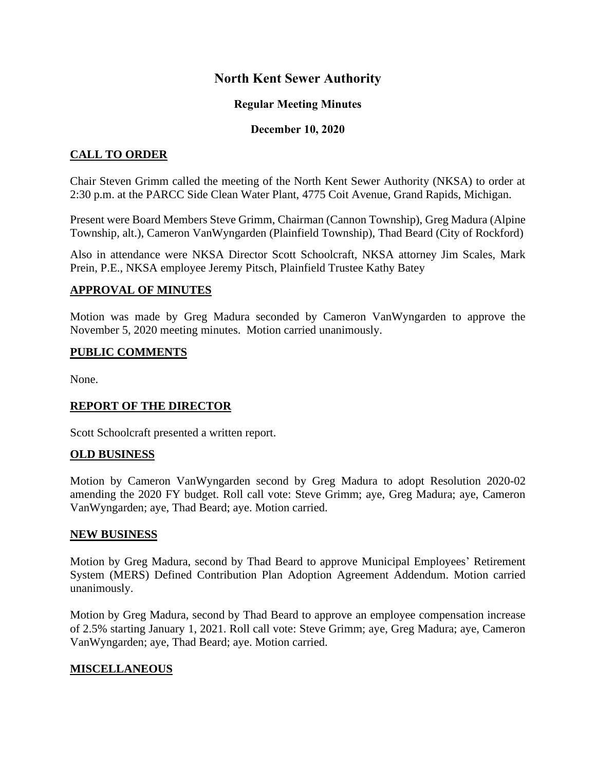# North Kent Sewer Authority

### Regular Meeting Minutes

### December 10, 2020

## CALL TO ORDER

Chair Steven Grimm called the meeting of the North Kent Sewer Authority (NKSA) to order at 2:30 p.m. at the PARCC Side Clean Water Plant, 4775 Coit Avenue, Grand Rapids, Michigan.

Present were Board Members Steve Grimm, Chairman (Cannon Township), Greg Madura (Alpine Township, alt.), Cameron VanWyngarden (Plainfield Township), Thad Beard (City of Rockford)

Also in attendance were NKSA Director Scott Schoolcraft, NKSA attorney Jim Scales, Mark Prein, P.E., NKSA employee Jeremy Pitsch, Plainfield Trustee Kathy Batey

## APPROVAL OF MINUTES

Motion was made by Greg Madura seconded by Cameron VanWyngarden to approve the November 5, 2020 meeting minutes. Motion carried unanimously.

## PUBLIC COMMENTS

None.

## REPORT OF THE DIRECTOR

Scott Schoolcraft presented a written report.

## OLD BUSINESS

Motion by Cameron VanWyngarden second by Greg Madura to adopt Resolution 2020-02 amending the 2020 FY budget. Roll call vote: Steve Grimm; aye, Greg Madura; aye, Cameron VanWyngarden; aye, Thad Beard; aye. Motion carried.

## NEW BUSINESS

Motion by Greg Madura, second by Thad Beard to approve Municipal Employees' Retirement System (MERS) Defined Contribution Plan Adoption Agreement Addendum. Motion carried unanimously.

Motion by Greg Madura, second by Thad Beard to approve an employee compensation increase of 2.5% starting January 1, 2021. Roll call vote: Steve Grimm; aye, Greg Madura; aye, Cameron VanWyngarden; aye, Thad Beard; aye. Motion carried.

## MISCELLANEOUS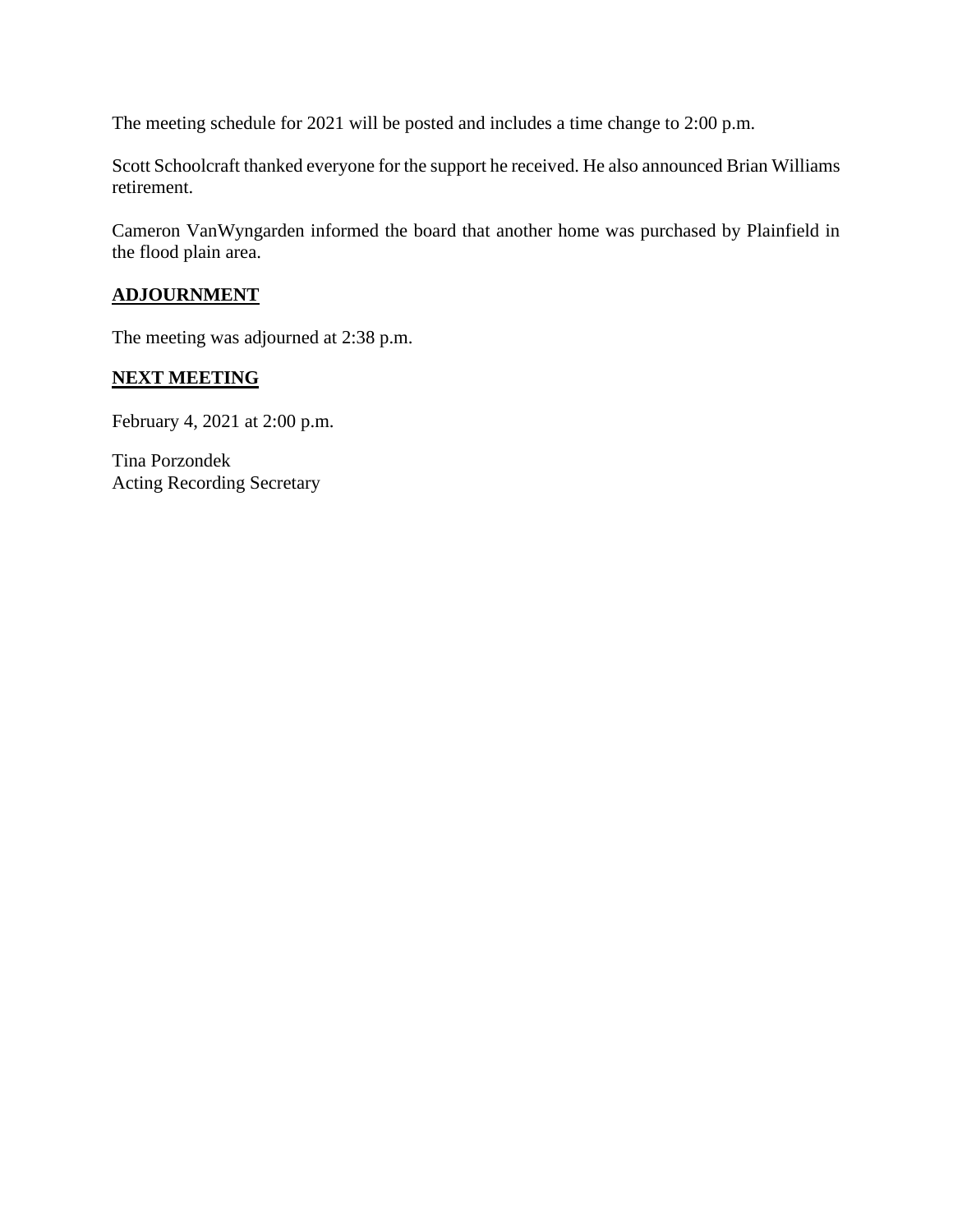The meeting schedule for 2021 will be posted and includes a time change to 2:00 p.m.

Scott Schoolcraft thanked everyone for the support he received. He also announced Brian Williams retirement.

Cameron VanWyngarden informed the board that another home was purchased by Plainfield in the flood plain area.

## ADJOURNMENT

The meeting was adjourned at 2:38 p.m.

## NEXT MEETING

February 4, 2021 at 2:00 p.m.

Tina Porzondek
Acting Recording Secretary